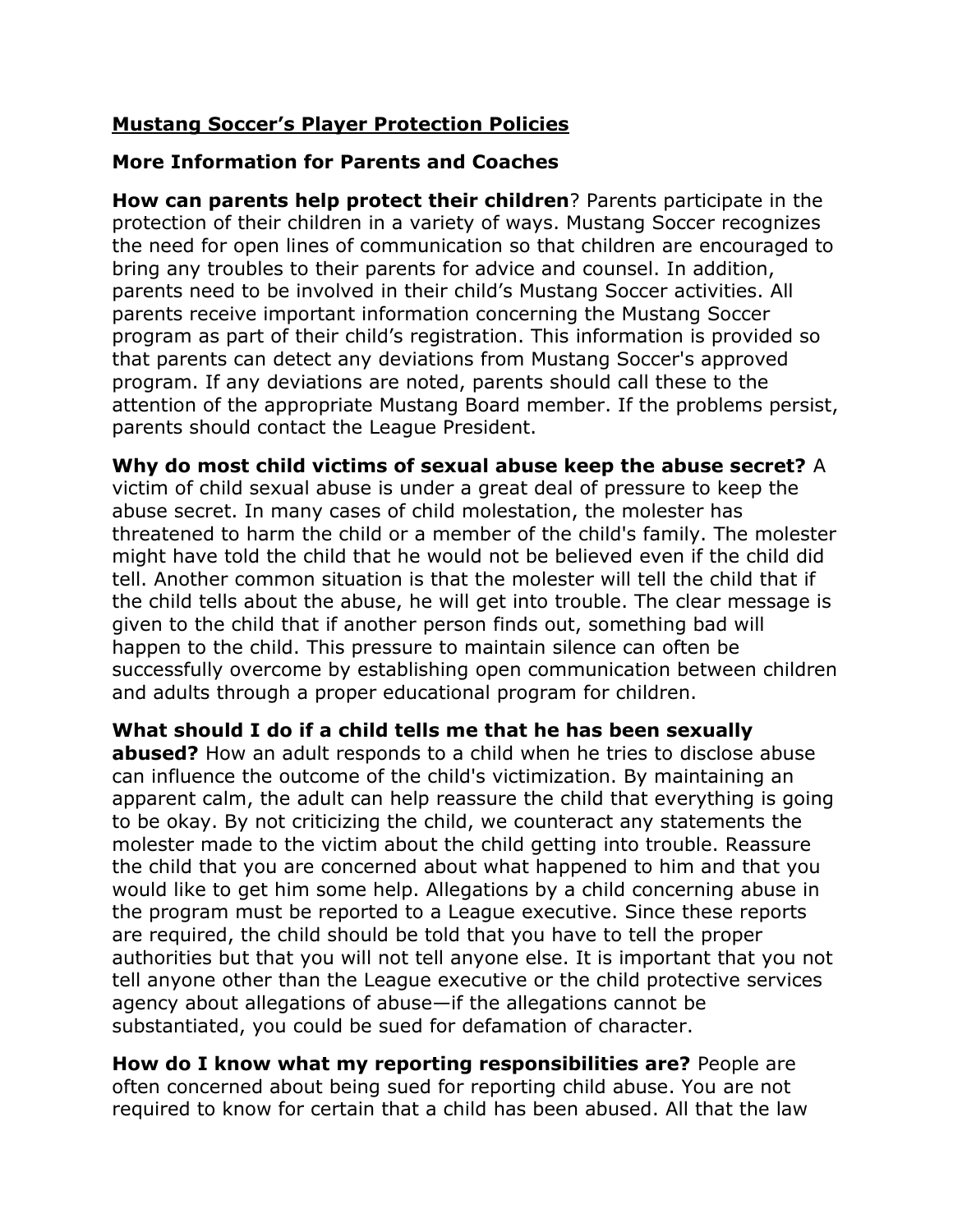**<u>Mustang Soccer's Player Protection Policies</u>**

**More Information for Parents and Coaches**

**How can parents help protect their children**? Parents participate in the protection of their children in a variety of ways. Mustang Soccer recognizes the need for open lines of communication so that children are encouraged to bring any troubles to their parents for advice and counsel. In addition, parents need to be involved in their child's Mustang Soccer activities. All parents receive important information concerning the Mustang Soccer program as part of their child's registration. This information is provided so that parents can detect any deviations from Mustang Soccer's approved program. If any deviations are noted, parents should call these to the attention of the appropriate Mustang Board member. If the problems persist, parents should contact the League President.

**Why do most child victims of sexual abuse keep the abuse secret?** A victim of child sexual abuse is under a great deal of pressure to keep the abuse secret. In many cases of child molestation, the molester has threatened to harm the child or a member of the child's family. The molester might have told the child that he would not be believed even if the child did tell. Another common situation is that the molester will tell the child that if the child tells about the abuse, he will get into trouble. The clear message is given to the child that if another person finds out, something bad will happen to the child. This pressure to maintain silence can often be successfully overcome by establishing open communication between children and adults through a proper educational program for children.

**What should I do if a child tells me that he has been sexually abused?** How an adult responds to a child when he tries to disclose abuse can influence the outcome of the child's victimization. By maintaining an apparent calm, the adult can help reassure the child that everything is going to be okay. By not criticizing the child, we counteract any statements the molester made to the victim about the child getting into trouble. Reassure the child that you are concerned about what happened to him and that you would like to get him some help. Allegations by a child concerning abuse in the program must be reported to a League executive. Since these reports are required, the child should be told that you have to tell the proper authorities but that you will not tell anyone else. It is important that you not tell anyone other than the League executive or the child protective services agency about allegations of abuse—if the allegations cannot be substantiated, you could be sued for defamation of character.

**How do I know what my reporting responsibilities are?** People are often concerned about being sued for reporting child abuse. You are not required to know for certain that a child has been abused. All that the law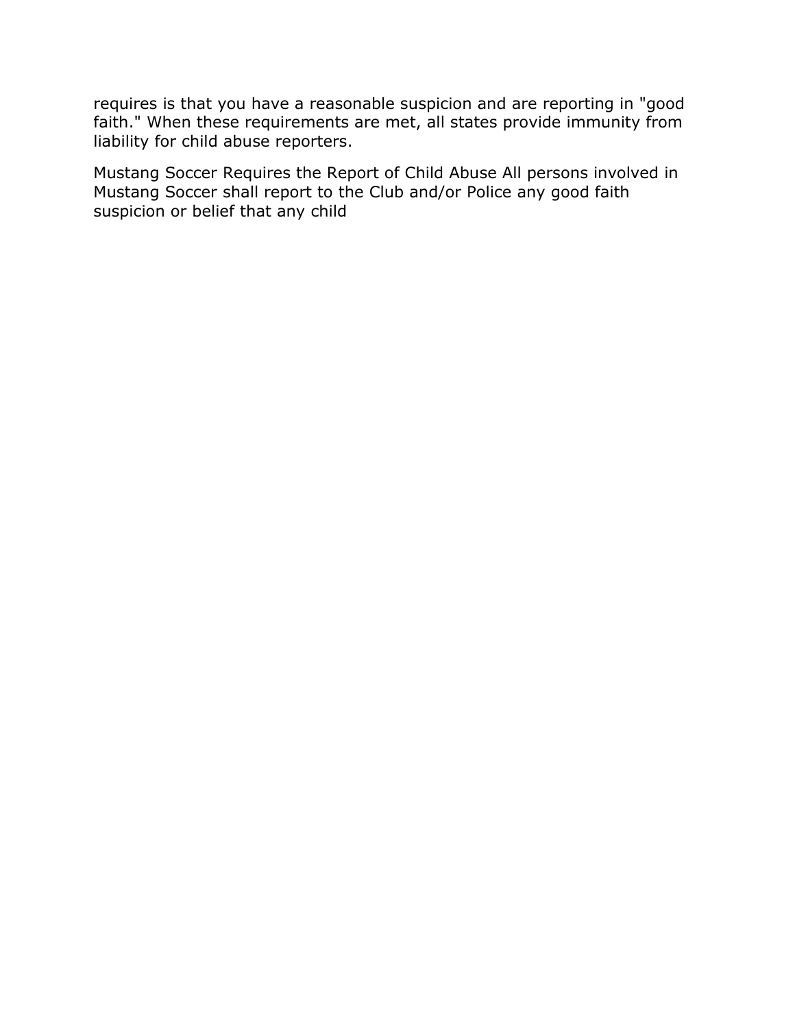requires is that you have a reasonable suspicion and are reporting in "good faith." When these requirements are met, all states provide immunity from liability for child abuse reporters.

Mustang Soccer Requires the Report of Child Abuse All persons involved in Mustang Soccer shall report to the Club and/or Police any good faith suspicion or belief that any child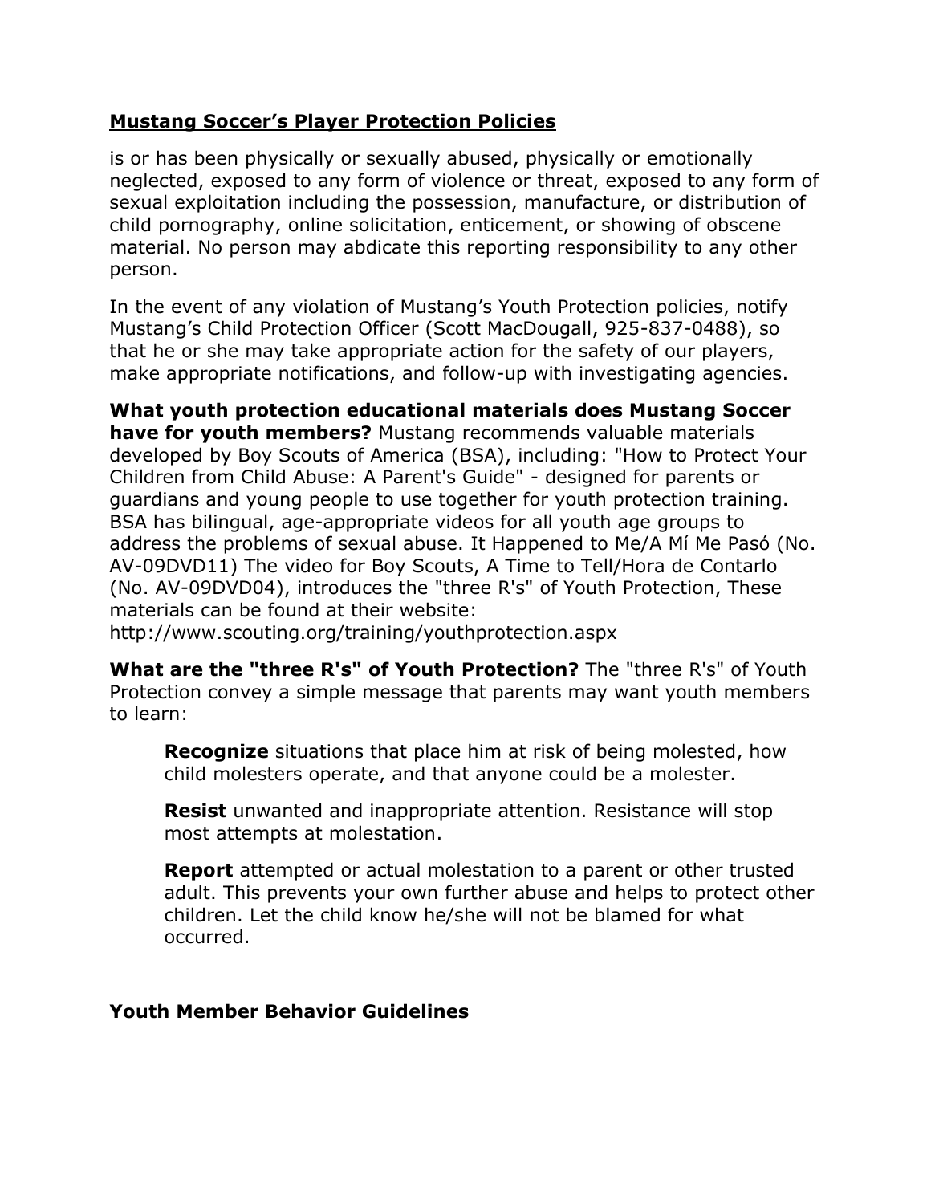**Mustang Soccer's Player Protection Policies**

is or has been physically or sexually abused, physically or emotionally neglected, exposed to any form of violence or threat, exposed to any form of sexual exploitation including the possession, manufacture, or distribution of child pornography, online solicitation, enticement, or showing of obscene material. No person may abdicate this reporting responsibility to any other person.

In the event of any violation of Mustang's Youth Protection policies, notify Mustang's Child Protection Officer (Scott MacDougall, 925-837-0488), so that he or she may take appropriate action for the safety of our players, make appropriate notifications, and follow-up with investigating agencies.

**What youth protection educational materials does Mustang Soccer have for youth members?** Mustang recommends valuable materials developed by Boy Scouts of America (BSA), including: "How to Protect Your Children from Child Abuse: A Parent's Guide" - designed for parents or guardians and young people to use together for youth protection training. BSA has bilingual, age-appropriate videos for all youth age groups to address the problems of sexual abuse. It Happened to Me/A Mí Me Pasó (No. AV-09DVD11) The video for Boy Scouts, A Time to Tell/Hora de Contarlo (No. AV-09DVD04), introduces the "three R's" of Youth Protection, These materials can be found at their website: http://www.scouting.org/training/youthprotection.aspx

**What are the "three R's" of Youth Protection?** The "three R's" of Youth Protection convey a simple message that parents may want youth members to learn:

> **Recognize** situations that place him at risk of being molested, how child molesters operate, and that anyone could be a molester.
>
> **Resist** unwanted and inappropriate attention. Resistance will stop most attempts at molestation.
>
> **Report** attempted or actual molestation to a parent or other trusted adult. This prevents your own further abuse and helps to protect other children. Let the child know he/she will not be blamed for what occurred.

**Youth Member Behavior Guidelines**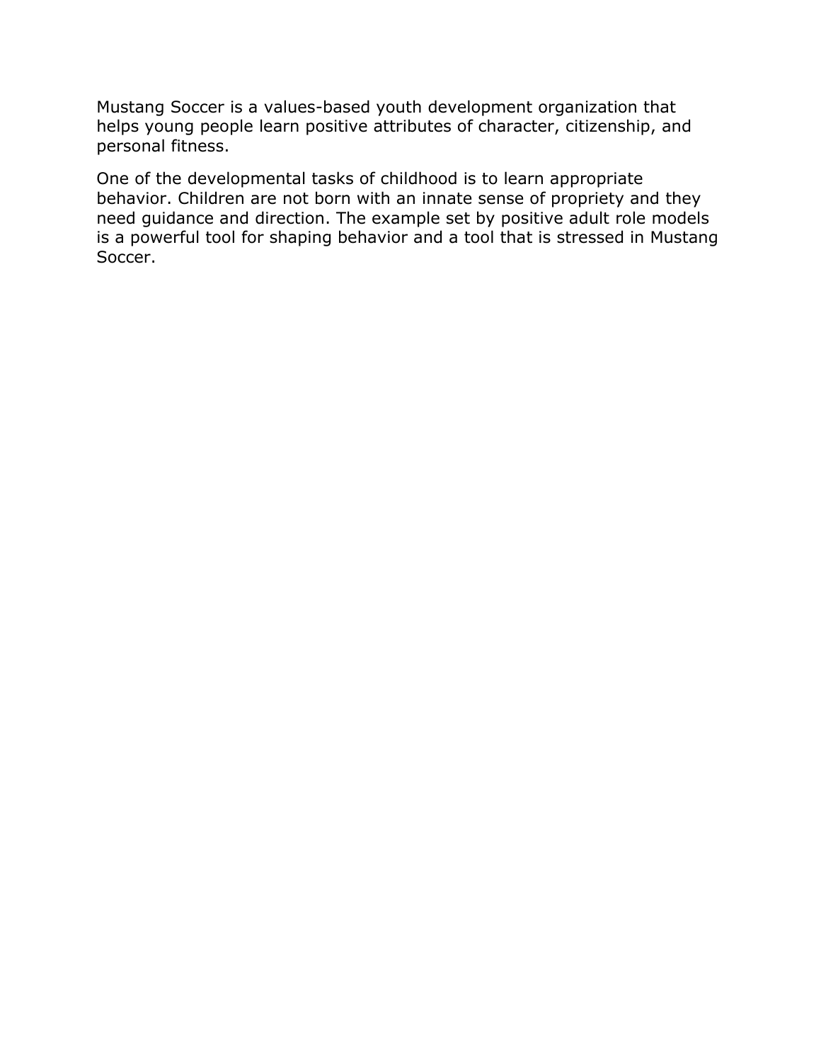Mustang Soccer is a values-based youth development organization that helps young people learn positive attributes of character, citizenship, and personal fitness.

One of the developmental tasks of childhood is to learn appropriate behavior. Children are not born with an innate sense of propriety and they need guidance and direction. The example set by positive adult role models is a powerful tool for shaping behavior and a tool that is stressed in Mustang Soccer.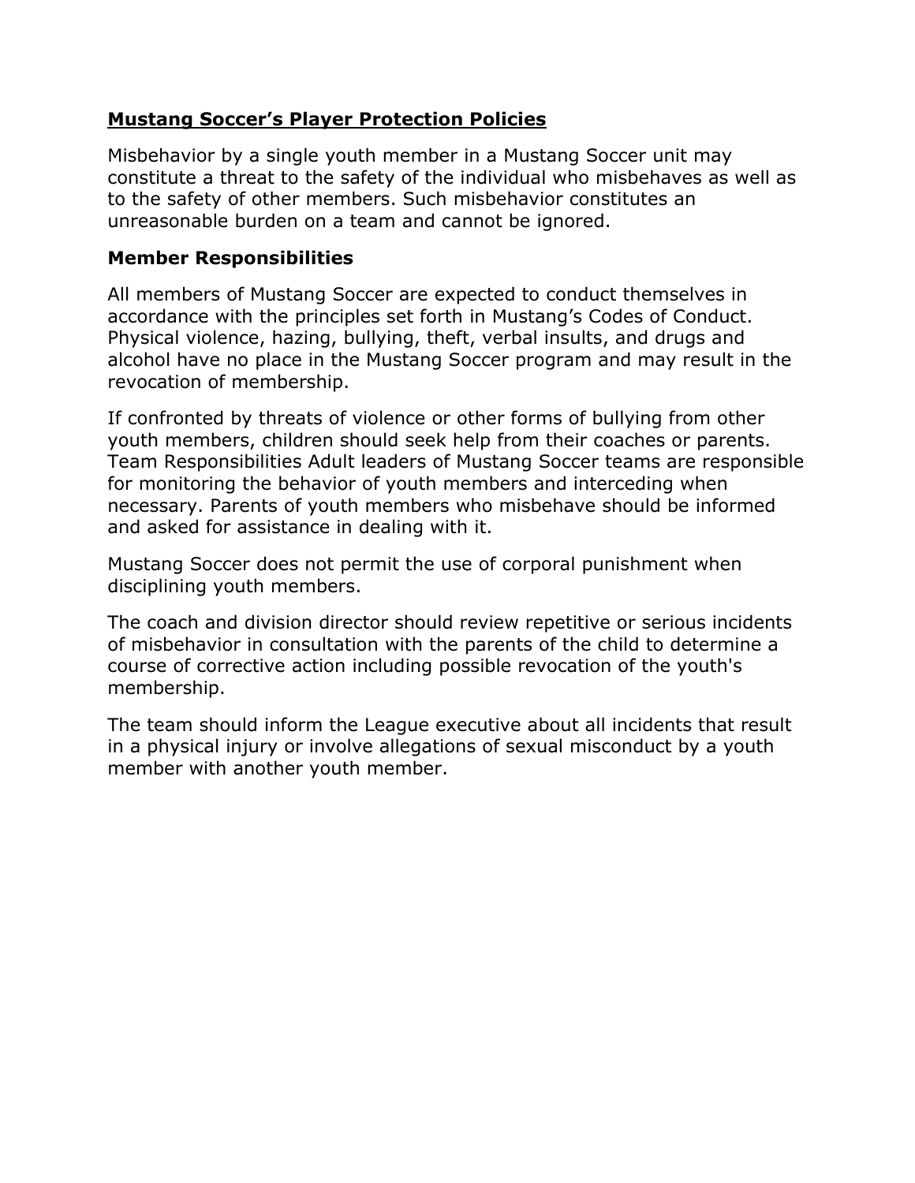## <u>Mustang Soccer's Player Protection Policies</u>

Misbehavior by a single youth member in a Mustang Soccer unit may constitute a threat to the safety of the individual who misbehaves as well as to the safety of other members. Such misbehavior constitutes an unreasonable burden on a team and cannot be ignored.

### Member Responsibilities

All members of Mustang Soccer are expected to conduct themselves in accordance with the principles set forth in Mustang's Codes of Conduct. Physical violence, hazing, bullying, theft, verbal insults, and drugs and alcohol have no place in the Mustang Soccer program and may result in the revocation of membership.

If confronted by threats of violence or other forms of bullying from other youth members, children should seek help from their coaches or parents. Team Responsibilities Adult leaders of Mustang Soccer teams are responsible for monitoring the behavior of youth members and interceding when necessary. Parents of youth members who misbehave should be informed and asked for assistance in dealing with it.

Mustang Soccer does not permit the use of corporal punishment when disciplining youth members.

The coach and division director should review repetitive or serious incidents of misbehavior in consultation with the parents of the child to determine a course of corrective action including possible revocation of the youth's membership.

The team should inform the League executive about all incidents that result in a physical injury or involve allegations of sexual misconduct by a youth member with another youth member.